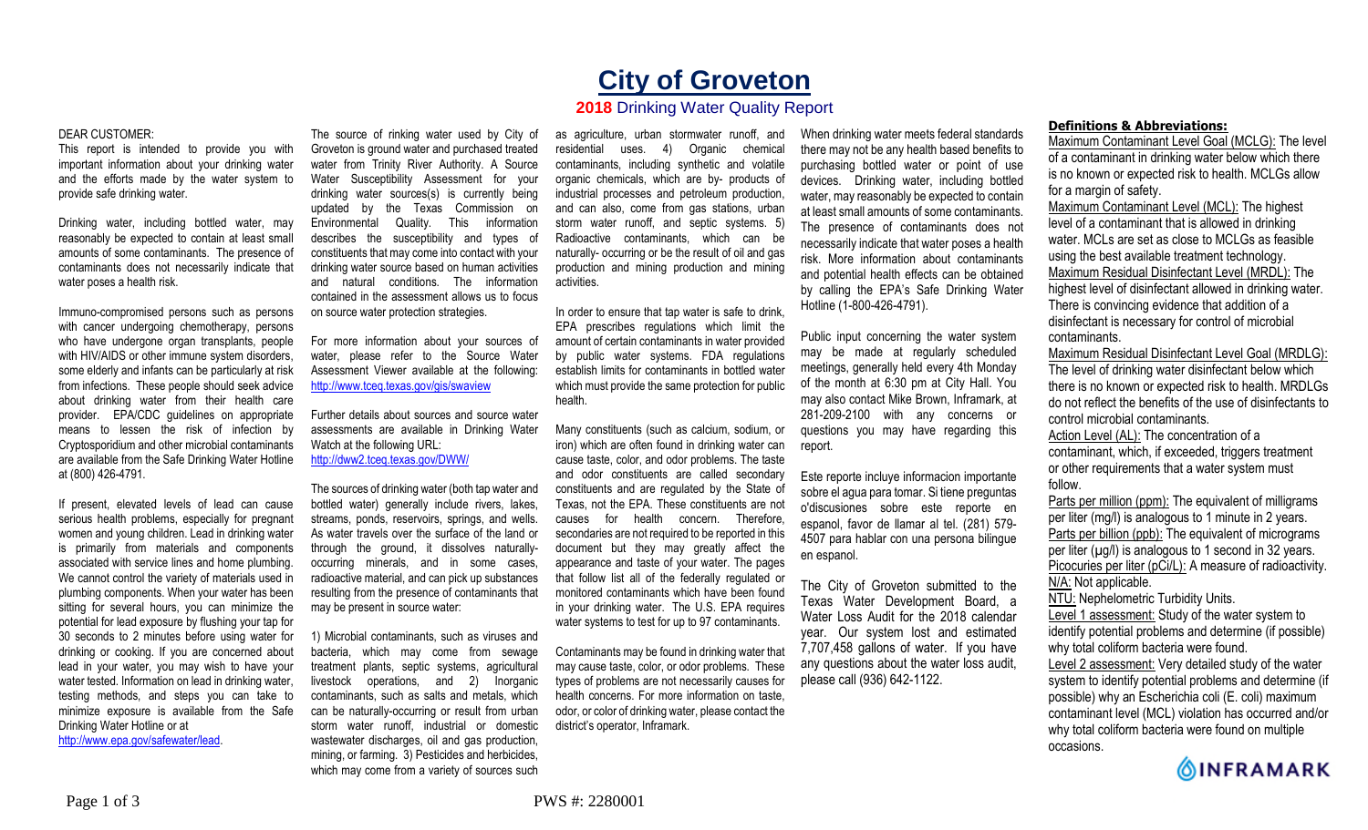# City of Groveton

## 2018 Drinking Water Quality Report

DEAR CUSTOMER:

This report is intended to provide you with important information about your drinking water and the efforts made by the water system to provide safe drinking water.

Drinking water, including bottled water, may reasonably be expected to contain at least small amounts of some contaminants. The presence of contaminants does not necessarily indicate that water poses a health risk.

Immuno-compromised persons such as persons with cancer undergoing chemotherapy, persons who have undergone organ transplants, people with HIV/AIDS or other immune system disorders, some elderly and infants can be particularly at risk from infections. These people should seek advice about drinking water from their health care provider. EPA/CDC guidelines on appropriate means to lessen the risk of infection by Cryptosporidium and other microbial contaminants are available from the Safe Drinking Water Hotline at (800) 426-4791.

If present, elevated levels of lead can cause serious health problems, especially for pregnant women and young children. Lead in drinking water is primarily from materials and components associated with service lines and home plumbing. We cannot control the variety of materials used in plumbing components. When your water has been sitting for several hours, you can minimize the potential for lead exposure by flushing your tap for 30 seconds to 2 minutes before using water for drinking or cooking. If you are concerned about lead in your water, you may wish to have your water tested. Information on lead in drinking water, testing methods, and steps you can take to minimize exposure is available from the Safe Drinking Water Hotline or at http://www.epa.gov/safewater/lead.

The source of rinking water used by City of Groveton is ground water and purchased treated water from Trinity River Authority. A Source Water Susceptibility Assessment for your drinking water sources(s) is currently being updated by the Texas Commission on Environmental Quality. This information describes the susceptibility and types of constituents that may come into contact with your drinking water source based on human activities and natural conditions. The information contained in the assessment allows us to focus on source water protection strategies.

For more information about your sources of water, please refer to the Source Water Assessment Viewer available at the following: http://www.tceq.texas.gov/gis/swaview

Further details about sources and source water assessments are available in Drinking Water Watch at the following URL: http://dww2.tceq.texas.gov/DWW/

The sources of drinking water (both tap water and bottled water) generally include rivers, lakes, streams, ponds, reservoirs, springs, and wells. As water travels over the surface of the land or through the ground, it dissolves naturally-occurring minerals, and in some cases, radioactive material, and can pick up substances resulting from the presence of contaminants that may be present in source water:

1) Microbial contaminants, such as viruses and bacteria, which may come from sewage treatment plants, septic systems, agricultural livestock operations, and 2) Inorganic contaminants, such as salts and metals, which can be naturally-occurring or result from urban storm water runoff, industrial or domestic wastewater discharges, oil and gas production, mining, or farming. 3) Pesticides and herbicides, which may come from a variety of sources such as agriculture, urban stormwater runoff, and residential uses. 4) Organic chemical contaminants, including synthetic and volatile organic chemicals, which are by- products of industrial processes and petroleum production, and can also, come from gas stations, urban storm water runoff, and septic systems. 5) Radioactive contaminants, which can be naturally- occurring or be the result of oil and gas production and mining production and mining activities.

In order to ensure that tap water is safe to drink, EPA prescribes regulations which limit the amount of certain contaminants in water provided by public water systems. FDA regulations establish limits for contaminants in bottled water which must provide the same protection for public health.

Many constituents (such as calcium, sodium, or iron) which are often found in drinking water can cause taste, color, and odor problems. The taste and odor constituents are called secondary constituents and are regulated by the State of Texas, not the EPA. These constituents are not causes for health concern. Therefore, secondaries are not required to be reported in this document but they may greatly affect the appearance and taste of your water. The pages that follow list all of the federally regulated or monitored contaminants which have been found in your drinking water. The U.S. EPA requires water systems to test for up to 97 contaminants.

Contaminants may be found in drinking water that may cause taste, color, or odor problems. These types of problems are not necessarily causes for health concerns. For more information on taste, odor, or color of drinking water, please contact the district's operator, Inframark.

When drinking water meets federal standards there may not be any health based benefits to purchasing bottled water or point of use devices. Drinking water, including bottled water, may reasonably be expected to contain at least small amounts of some contaminants. The presence of contaminants does not necessarily indicate that water poses a health risk. More information about contaminants and potential health effects can be obtained by calling the EPA's Safe Drinking Water Hotline (1-800-426-4791).

Public input concerning the water system may be made at regularly scheduled meetings, generally held every 4th Monday of the month at 6:30 pm at City Hall. You may also contact Mike Brown, Inframark, at 281-209-2100 with any concerns or questions you may have regarding this report.

Este reporte incluye informacion importante sobre el agua para tomar. Si tiene preguntas o'discusiones sobre este reporte en espanol, favor de llamar al tel. (281) 579-4507 para hablar con una persona bilingue en espanol.

The City of Groveton submitted to the Texas Water Development Board, a Water Loss Audit for the 2018 calendar year. Our system lost and estimated 7,707,458 gallons of water. If you have any questions about the water loss audit, please call (936) 642-1122.

### Definitions & Abbreviations:

Maximum Contaminant Level Goal (MCLG): The level of a contaminant in drinking water below which there is no known or expected risk to health. MCLGs allow for a margin of safety.

Maximum Contaminant Level (MCL): The highest level of a contaminant that is allowed in drinking water. MCLs are set as close to MCLGs as feasible using the best available treatment technology.

Maximum Residual Disinfectant Level (MRDL): The highest level of disinfectant allowed in drinking water. There is convincing evidence that addition of a disinfectant is necessary for control of microbial contaminants.

Maximum Residual Disinfectant Level Goal (MRDLG): The level of drinking water disinfectant below which there is no known or expected risk to health. MRDLGs do not reflect the benefits of the use of disinfectants to control microbial contaminants.

Action Level (AL): The concentration of a contaminant, which, if exceeded, triggers treatment or other requirements that a water system must follow.

Parts per million (ppm): The equivalent of milligrams per liter (mg/l) is analogous to 1 minute in 2 years.

Parts per billion (ppb): The equivalent of micrograms per liter (µg/l) is analogous to 1 second in 32 years.

Picocuries per liter (pCi/L): A measure of radioactivity.

N/A: Not applicable.

NTU: Nephelometric Turbidity Units.

Level 1 assessment: Study of the water system to identify potential problems and determine (if possible) why total coliform bacteria were found.

Level 2 assessment: Very detailed study of the water system to identify potential problems and determine (if possible) why an Escherichia coli (E. coli) maximum contaminant level (MCL) violation has occurred and/or why total coliform bacteria were found on multiple occasions.

INFRAMARK

PWS #: 2280001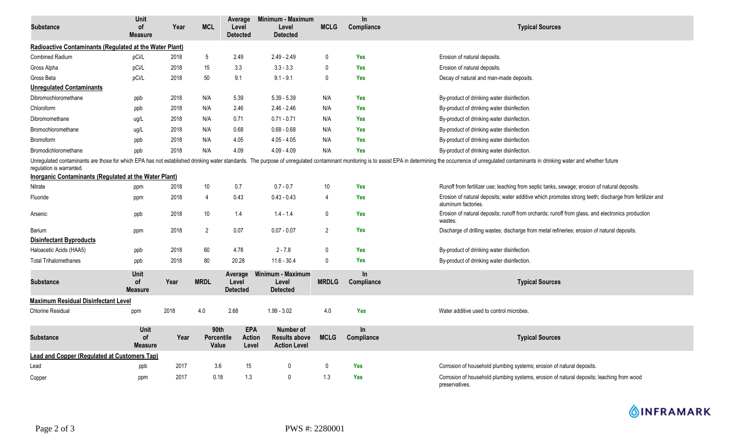| Substance | Unit of Measure | Year | MCL | Average Level Detected | Minimum - Maximum Level Detected | MCLG | In Compliance | Typical Sources |
|---|---|---|---|---|---|---|---|---|
| **Radioactive Contaminants (Regulated at the Water Plant)** | | | | | | | | |
| Combined Radium | pCi/L | 2018 | 5 | 2.49 | 2.49 - 2.49 | 0 | Yes | Erosion of natural deposits. |
| Gross Alpha | pCi/L | 2018 | 15 | 3.3 | 3.3 - 3.3 | 0 | Yes | Erosion of natural deposits. |
| Gross Beta | pCi/L | 2018 | 50 | 9.1 | 9.1 - 9.1 | 0 | Yes | Decay of natural and man-made deposits. |
| **Unregulated Contaminants** | | | | | | | | |
| Dibromochloromethane | ppb | 2018 | N/A | 5.39 | 5.39 - 5.39 | N/A | Yes | By-product of drinking water disinfection. |
| Chloroform | ppb | 2018 | N/A | 2.46 | 2.46 - 2.46 | N/A | Yes | By-product of drinking water disinfection. |
| Dibromomethane | ug/L | 2018 | N/A | 0.71 | 0.71 - 0.71 | N/A | Yes | By-product of drinking water disinfection. |
| Bromochloromethane | ug/L | 2018 | N/A | 0.68 | 0.68 - 0.68 | N/A | Yes | By-product of drinking water disinfection. |
| Bromoform | ppb | 2018 | N/A | 4.05 | 4.05 - 4.05 | N/A | Yes | By-product of drinking water disinfection. |
| Bromodichloromethane | ppb | 2018 | N/A | 4.09 | 4.09 - 4.09 | N/A | Yes | By-product of drinking water disinfection. |

Unregulated contaminants are those for which EPA has not established drinking water standards. The purpose of unregulated contaminant monitoring is to assist EPA in determining the occurrence of unregulated contaminants in drinking water and whether future regulation is warranted.

| Substance | Unit of Measure | Year | MCL | Average Level Detected | Minimum - Maximum Level Detected | MCLG | In Compliance | Typical Sources |
|---|---|---|---|---|---|---|---|---|
| **Inorganic Contaminants (Regulated at the Water Plant)** | | | | | | | | |
| Nitrate | ppm | 2018 | 10 | 0.7 | 0.7 - 0.7 | 10 | Yes | Runoff from fertilizer use; leaching from septic tanks, sewage; erosion of natural deposits. |
| Fluoride | ppm | 2018 | 4 | 0.43 | 0.43 - 0.43 | 4 | Yes | Erosion of natural deposits; water additive which promotes strong teeth; discharge from fertilizer and aluminum factories. |
| Arsenic | ppb | 2018 | 10 | 1.4 | 1.4 - 1.4 | 0 | Yes | Erosion of natural deposits; runoff from orchards; runoff from glass, and electronics production wastes. |
| Barium | ppm | 2018 | 2 | 0.07 | 0.07 - 0.07 | 2 | Yes | Discharge of drilling wastes; discharge from metal refineries; erosion of natural deposits. |
| **Disinfectant Byproducts** | | | | | | | | |
| Haloacetic Acids (HAA5) | ppb | 2018 | 60 | 4.78 | 2 - 7.8 | 0 | Yes | By-product of drinking water disinfection. |
| Total Trihalomethanes | ppb | 2018 | 80 | 20.28 | 11.6 - 30.4 | 0 | Yes | By-product of drinking water disinfection. |

| Substance | Unit of Measure | Year | MRDL | Average Level Detected | Minimum - Maximum Level Detected | MRDLG | In Compliance | Typical Sources |
|---|---|---|---|---|---|---|---|---|
| **Maximum Residual Disinfectant Level** | | | | | | | | |
| Chlorine Residual | ppm | 2018 | 4.0 | 2.68 | 1.99 - 3.02 | 4.0 | Yes | Water additive used to control microbes. |

| Substance | Unit of Measure | Year | 90th Percentile Value | EPA Action Level | Number of Results above Action Level | MCLG | In Compliance | Typical Sources |
|---|---|---|---|---|---|---|---|---|
| **Lead and Copper (Regulated at Customers Tap)** | | | | | | | | |
| Lead | ppb | 2017 | 3.6 | 15 | 0 | 0 | Yes | Corrosion of household plumbing systems; erosion of natural deposits. |
| Copper | ppm | 2017 | 0.18 | 1.3 | 0 | 1.3 | Yes | Corrosion of household plumbing systems, erosion of natural deposits; leaching from wood preservatives. |

INFRAMARK

PWS #: 2280001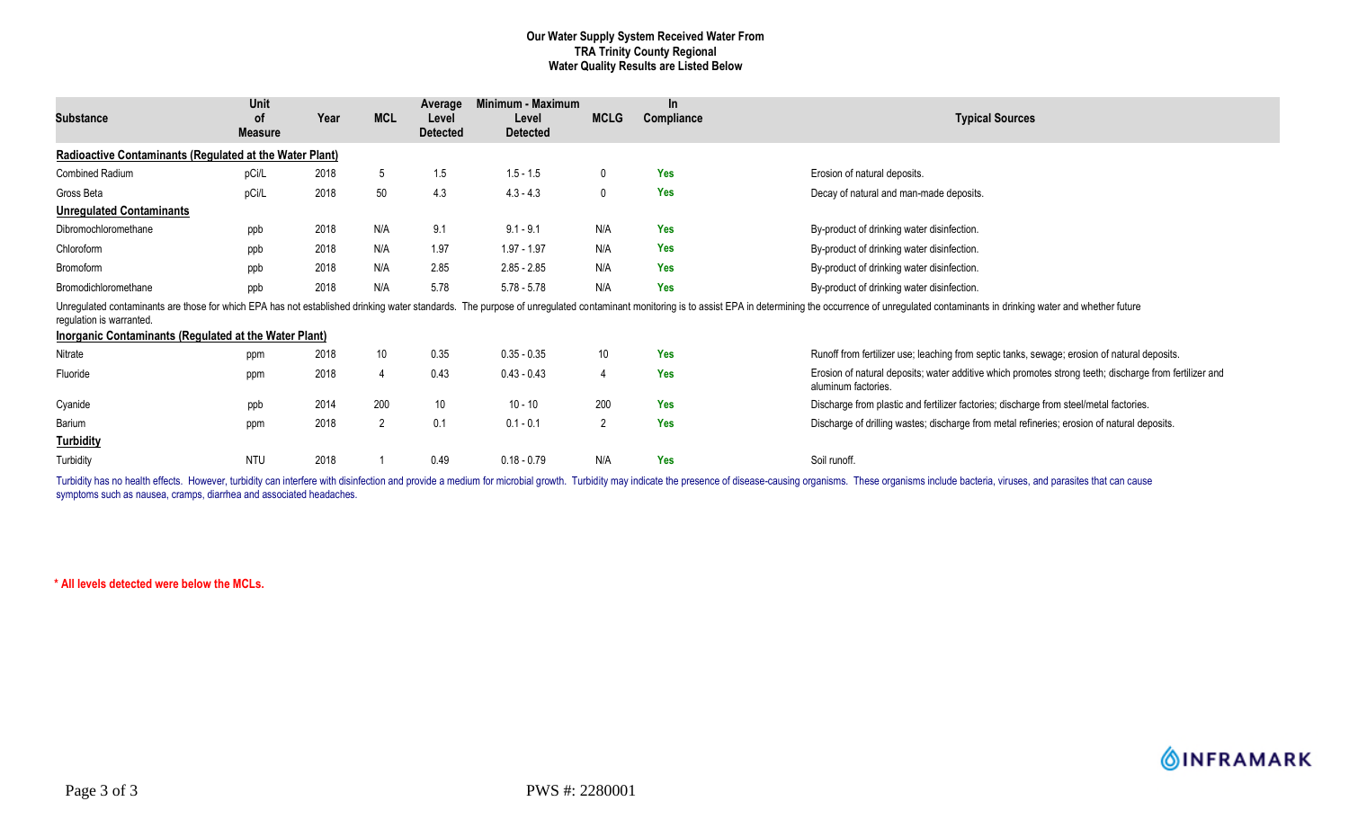**Our Water Supply System Received Water From**
**TRA Trinity County Regional**
**Water Quality Results are Listed Below**

| Substance | Unit of Measure | Year | MCL | Average Level Detected | Minimum - Maximum Level Detected | MCLG | In Compliance | Typical Sources |
|---|---|---|---|---|---|---|---|---|
| **Radioactive Contaminants (Regulated at the Water Plant)** | | | | | | | | |
| Combined Radium | pCi/L | 2018 | 5 | 1.5 | 1.5 - 1.5 | 0 | Yes | Erosion of natural deposits. |
| Gross Beta | pCi/L | 2018 | 50 | 4.3 | 4.3 - 4.3 | 0 | Yes | Decay of natural and man-made deposits. |
| **Unregulated Contaminants** | | | | | | | | |
| Dibromochloromethane | ppb | 2018 | N/A | 9.1 | 9.1 - 9.1 | N/A | Yes | By-product of drinking water disinfection. |
| Chloroform | ppb | 2018 | N/A | 1.97 | 1.97 - 1.97 | N/A | Yes | By-product of drinking water disinfection. |
| Bromoform | ppb | 2018 | N/A | 2.85 | 2.85 - 2.85 | N/A | Yes | By-product of drinking water disinfection. |
| Bromodichloromethane | ppb | 2018 | N/A | 5.78 | 5.78 - 5.78 | N/A | Yes | By-product of drinking water disinfection. |

Unregulated contaminants are those for which EPA has not established drinking water standards. The purpose of unregulated contaminant monitoring is to assist EPA in determining the occurrence of unregulated contaminants in drinking water and whether future regulation is warranted.

| Substance | Unit of Measure | Year | MCL | Average Level Detected | Minimum - Maximum Level Detected | MCLG | In Compliance | Typical Sources |
|---|---|---|---|---|---|---|---|---|
| **Inorganic Contaminants (Regulated at the Water Plant)** | | | | | | | | |
| Nitrate | ppm | 2018 | 10 | 0.35 | 0.35 - 0.35 | 10 | Yes | Runoff from fertilizer use; leaching from septic tanks, sewage; erosion of natural deposits. |
| Fluoride | ppm | 2018 | 4 | 0.43 | 0.43 - 0.43 | 4 | Yes | Erosion of natural deposits; water additive which promotes strong teeth; discharge from fertilizer and aluminum factories. |
| Cyanide | ppb | 2014 | 200 | 10 | 10 - 10 | 200 | Yes | Discharge from plastic and fertilizer factories; discharge from steel/metal factories. |
| Barium | ppm | 2018 | 2 | 0.1 | 0.1 - 0.1 | 2 | Yes | Discharge of drilling wastes; discharge from metal refineries; erosion of natural deposits. |
| **Turbidity** | | | | | | | | |
| Turbidity | NTU | 2018 | 1 | 0.49 | 0.18 - 0.79 | N/A | Yes | Soil runoff. |

Turbidity has no health effects. However, turbidity can interfere with disinfection and provide a medium for microbial growth. Turbidity may indicate the presence of disease-causing organisms. These organisms include bacteria, viruses, and parasites that can cause symptoms such as nausea, cramps, diarrhea and associated headaches.

**\* All levels detected were below the MCLs.**

INFRAMARK

PWS #: 2280001